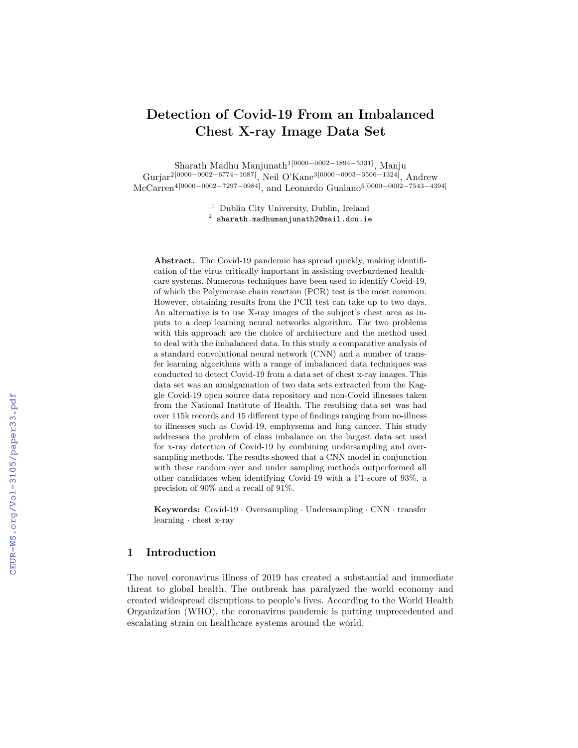# Detection of Covid-19 From an Imbalanced Chest X-ray Image Data Set

Sharath Madhu Manjunath[1[0000-0002-1894-5331]], Manju Gurjar[2[0000-0002-6774-1087]], Neil O'Kane[3[0000-0003-3506-1324]], Andrew McCarren[4[0000-0002-7297-0984]], and Leonardo Gualano[5[0000-0002-7543-4394]]

[1] Dublin City University, Dublin, Ireland
[2] sharath.madhumanjunath2@mail.dcu.ie

**Abstract.** The Covid-19 pandemic has spread quickly, making identification of the virus critically important in assisting overburdened healthcare systems. Numerous techniques have been used to identify Covid-19, of which the Polymerase chain reaction (PCR) test is the most common. However, obtaining results from the PCR test can take up to two days. An alternative is to use X-ray images of the subject's chest area as inputs to a deep learning neural networks algorithm. The two problems with this approach are the choice of architecture and the method used to deal with the imbalanced data. In this study a comparative analysis of a standard convolutional neural network (CNN) and a number of transfer learning algorithms with a range of imbalanced data techniques was conducted to detect Covid-19 from a data set of chest x-ray images. This data set was an amalgamation of two data sets extracted from the Kaggle Covid-19 open source data repository and non-Covid illnesses taken from the National Institute of Health. The resulting data set was had over 115k records and 15 different type of findings ranging from no-illness to illnesses such as Covid-19, emphysema and lung cancer. This study addresses the problem of class imbalance on the largest data set used for x-ray detection of Covid-19 by combining undersampling and oversampling methods. The results showed that a CNN model in conjunction with these random over and under sampling methods outperformed all other candidates when identifying Covid-19 with a F1-score of 93%, a precision of 90% and a recall of 91%.

**Keywords:** Covid-19 · Oversampling · Undersampling · CNN · transfer learning · chest x-ray

## 1 Introduction

The novel coronavirus illness of 2019 has created a substantial and immediate threat to global health. The outbreak has paralyzed the world economy and created widespread disruptions to people's lives. According to the World Health Organization (WHO), the coronavirus pandemic is putting unprecedented and escalating strain on healthcare systems around the world.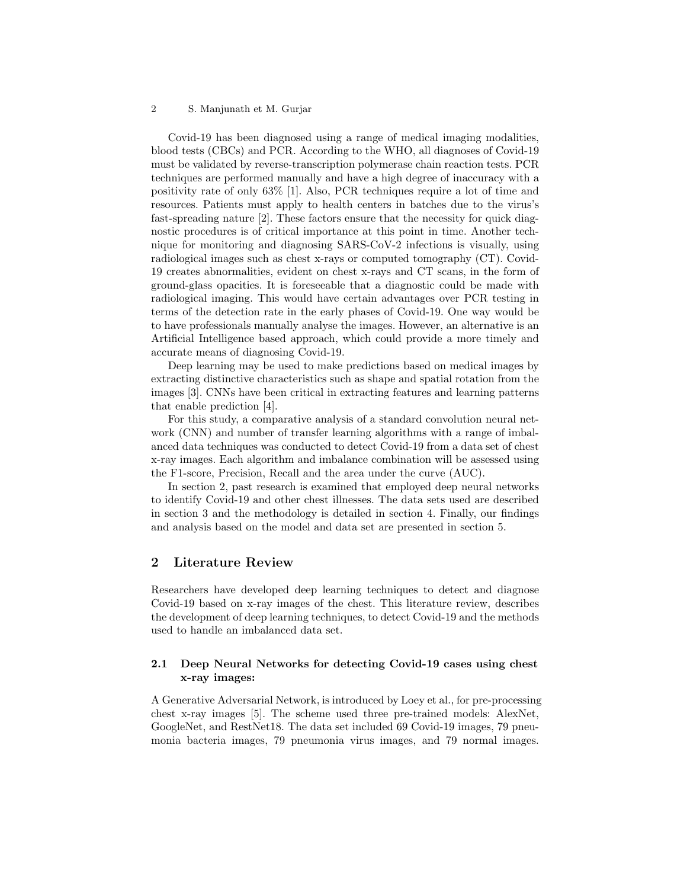Covid-19 has been diagnosed using a range of medical imaging modalities, blood tests (CBCs) and PCR. According to the WHO, all diagnoses of Covid-19 must be validated by reverse-transcription polymerase chain reaction tests. PCR techniques are performed manually and have a high degree of inaccuracy with a positivity rate of only 63% [1]. Also, PCR techniques require a lot of time and resources. Patients must apply to health centers in batches due to the virus's fast-spreading nature [2]. These factors ensure that the necessity for quick diagnostic procedures is of critical importance at this point in time. Another technique for monitoring and diagnosing SARS-CoV-2 infections is visually, using radiological images such as chest x-rays or computed tomography (CT). Covid-19 creates abnormalities, evident on chest x-rays and CT scans, in the form of ground-glass opacities. It is foreseeable that a diagnostic could be made with radiological imaging. This would have certain advantages over PCR testing in terms of the detection rate in the early phases of Covid-19. One way would be to have professionals manually analyse the images. However, an alternative is an Artificial Intelligence based approach, which could provide a more timely and accurate means of diagnosing Covid-19.

Deep learning may be used to make predictions based on medical images by extracting distinctive characteristics such as shape and spatial rotation from the images [3]. CNNs have been critical in extracting features and learning patterns that enable prediction [4].

For this study, a comparative analysis of a standard convolution neural network (CNN) and number of transfer learning algorithms with a range of imbalanced data techniques was conducted to detect Covid-19 from a data set of chest x-ray images. Each algorithm and imbalance combination will be assessed using the F1-score, Precision, Recall and the area under the curve (AUC).

In section 2, past research is examined that employed deep neural networks to identify Covid-19 and other chest illnesses. The data sets used are described in section 3 and the methodology is detailed in section 4. Finally, our findings and analysis based on the model and data set are presented in section 5.

## 2 Literature Review

Researchers have developed deep learning techniques to detect and diagnose Covid-19 based on x-ray images of the chest. This literature review, describes the development of deep learning techniques, to detect Covid-19 and the methods used to handle an imbalanced data set.

### 2.1 Deep Neural Networks for detecting Covid-19 cases using chest x-ray images:

A Generative Adversarial Network, is introduced by Loey et al., for pre-processing chest x-ray images [5]. The scheme used three pre-trained models: AlexNet, GoogleNet, and RestNet18. The data set included 69 Covid-19 images, 79 pneumonia bacteria images, 79 pneumonia virus images, and 79 normal images.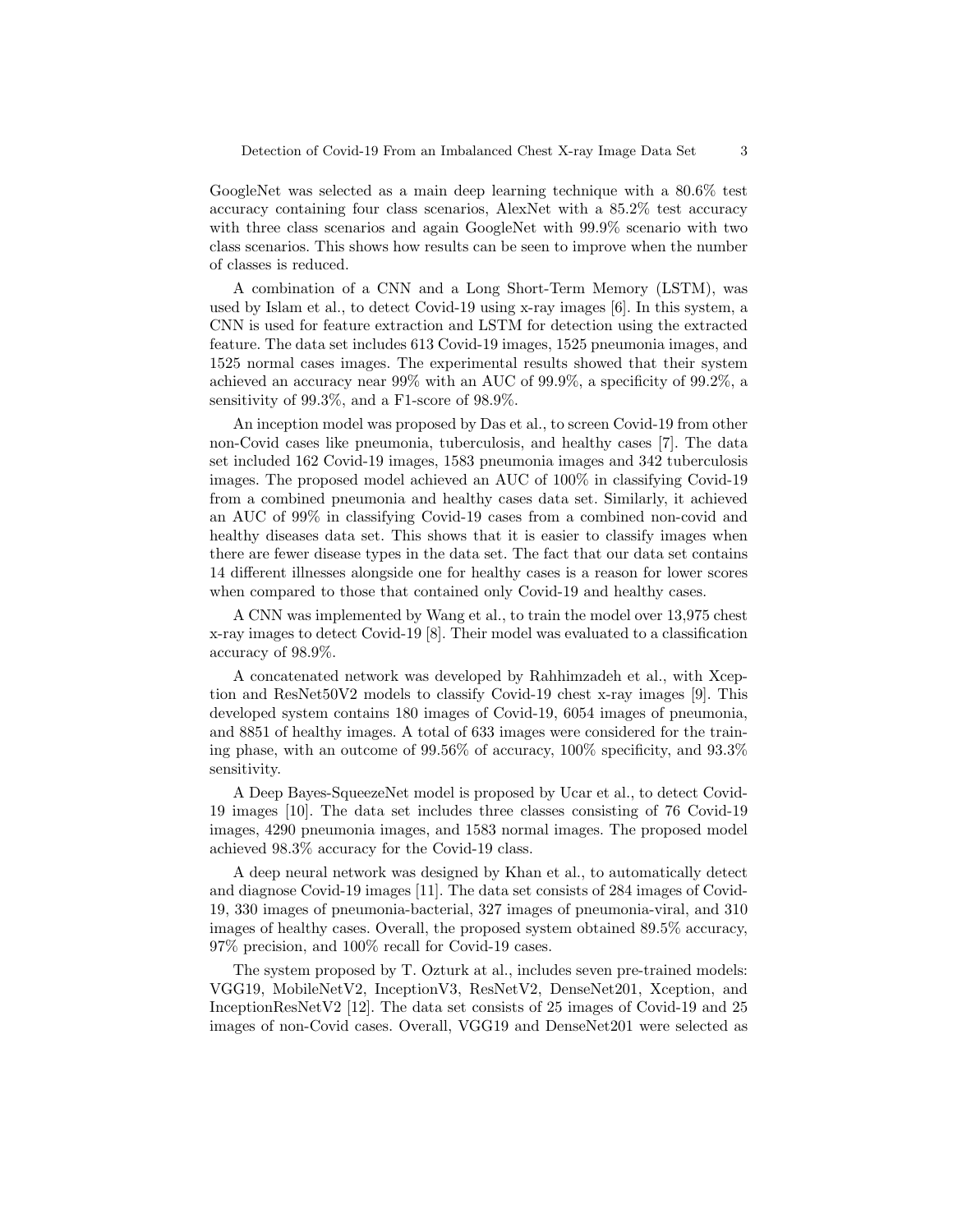GoogleNet was selected as a main deep learning technique with a 80.6% test accuracy containing four class scenarios, AlexNet with a 85.2% test accuracy with three class scenarios and again GoogleNet with 99.9% scenario with two class scenarios. This shows how results can be seen to improve when the number of classes is reduced.

A combination of a CNN and a Long Short-Term Memory (LSTM), was used by Islam et al., to detect Covid-19 using x-ray images [6]. In this system, a CNN is used for feature extraction and LSTM for detection using the extracted feature. The data set includes 613 Covid-19 images, 1525 pneumonia images, and 1525 normal cases images. The experimental results showed that their system achieved an accuracy near 99% with an AUC of 99.9%, a specificity of 99.2%, a sensitivity of 99.3%, and a F1-score of 98.9%.

An inception model was proposed by Das et al., to screen Covid-19 from other non-Covid cases like pneumonia, tuberculosis, and healthy cases [7]. The data set included 162 Covid-19 images, 1583 pneumonia images and 342 tuberculosis images. The proposed model achieved an AUC of 100% in classifying Covid-19 from a combined pneumonia and healthy cases data set. Similarly, it achieved an AUC of 99% in classifying Covid-19 cases from a combined non-covid and healthy diseases data set. This shows that it is easier to classify images when there are fewer disease types in the data set. The fact that our data set contains 14 different illnesses alongside one for healthy cases is a reason for lower scores when compared to those that contained only Covid-19 and healthy cases.

A CNN was implemented by Wang et al., to train the model over 13,975 chest x-ray images to detect Covid-19 [8]. Their model was evaluated to a classification accuracy of 98.9%.

A concatenated network was developed by Rahhimzadeh et al., with Xception and ResNet50V2 models to classify Covid-19 chest x-ray images [9]. This developed system contains 180 images of Covid-19, 6054 images of pneumonia, and 8851 of healthy images. A total of 633 images were considered for the training phase, with an outcome of 99.56% of accuracy, 100% specificity, and 93.3% sensitivity.

A Deep Bayes-SqueezeNet model is proposed by Ucar et al., to detect Covid-19 images [10]. The data set includes three classes consisting of 76 Covid-19 images, 4290 pneumonia images, and 1583 normal images. The proposed model achieved 98.3% accuracy for the Covid-19 class.

A deep neural network was designed by Khan et al., to automatically detect and diagnose Covid-19 images [11]. The data set consists of 284 images of Covid-19, 330 images of pneumonia-bacterial, 327 images of pneumonia-viral, and 310 images of healthy cases. Overall, the proposed system obtained 89.5% accuracy, 97% precision, and 100% recall for Covid-19 cases.

The system proposed by T. Ozturk at al., includes seven pre-trained models: VGG19, MobileNetV2, InceptionV3, ResNetV2, DenseNet201, Xception, and InceptionResNetV2 [12]. The data set consists of 25 images of Covid-19 and 25 images of non-Covid cases. Overall, VGG19 and DenseNet201 were selected as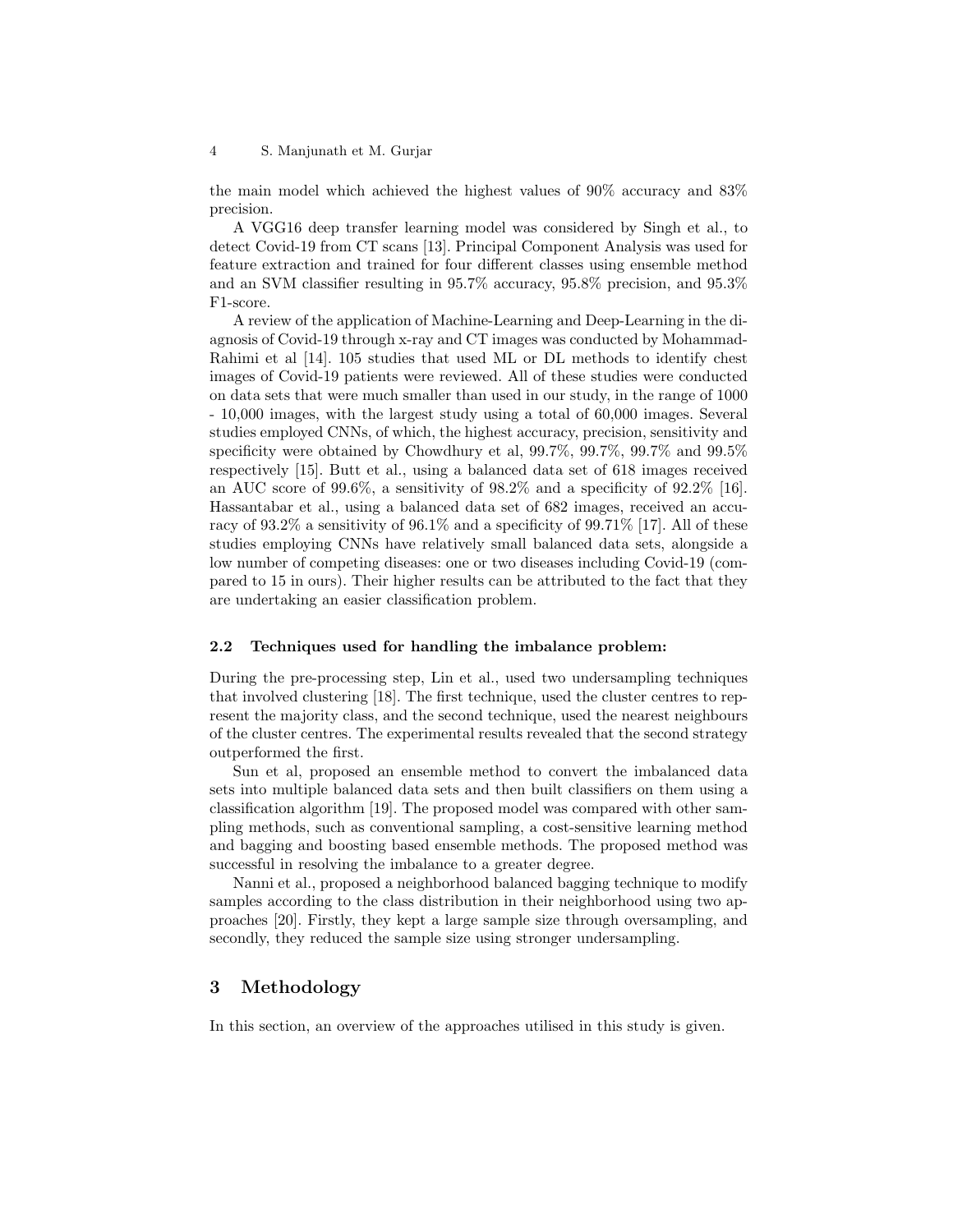the main model which achieved the highest values of 90% accuracy and 83% precision.

A VGG16 deep transfer learning model was considered by Singh et al., to detect Covid-19 from CT scans [13]. Principal Component Analysis was used for feature extraction and trained for four different classes using ensemble method and an SVM classifier resulting in 95.7% accuracy, 95.8% precision, and 95.3% F1-score.

A review of the application of Machine-Learning and Deep-Learning in the diagnosis of Covid-19 through x-ray and CT images was conducted by Mohammad-Rahimi et al [14]. 105 studies that used ML or DL methods to identify chest images of Covid-19 patients were reviewed. All of these studies were conducted on data sets that were much smaller than used in our study, in the range of 1000 - 10,000 images, with the largest study using a total of 60,000 images. Several studies employed CNNs, of which, the highest accuracy, precision, sensitivity and specificity were obtained by Chowdhury et al, 99.7%, 99.7%, 99.7% and 99.5% respectively [15]. Butt et al., using a balanced data set of 618 images received an AUC score of 99.6%, a sensitivity of 98.2% and a specificity of 92.2% [16]. Hassantabar et al., using a balanced data set of 682 images, received an accuracy of 93.2% a sensitivity of 96.1% and a specificity of 99.71% [17]. All of these studies employing CNNs have relatively small balanced data sets, alongside a low number of competing diseases: one or two diseases including Covid-19 (compared to 15 in ours). Their higher results can be attributed to the fact that they are undertaking an easier classification problem.

### 2.2 Techniques used for handling the imbalance problem:

During the pre-processing step, Lin et al., used two undersampling techniques that involved clustering [18]. The first technique, used the cluster centres to represent the majority class, and the second technique, used the nearest neighbours of the cluster centres. The experimental results revealed that the second strategy outperformed the first.

Sun et al, proposed an ensemble method to convert the imbalanced data sets into multiple balanced data sets and then built classifiers on them using a classification algorithm [19]. The proposed model was compared with other sampling methods, such as conventional sampling, a cost-sensitive learning method and bagging and boosting based ensemble methods. The proposed method was successful in resolving the imbalance to a greater degree.

Nanni et al., proposed a neighborhood balanced bagging technique to modify samples according to the class distribution in their neighborhood using two approaches [20]. Firstly, they kept a large sample size through oversampling, and secondly, they reduced the sample size using stronger undersampling.

## 3 Methodology

In this section, an overview of the approaches utilised in this study is given.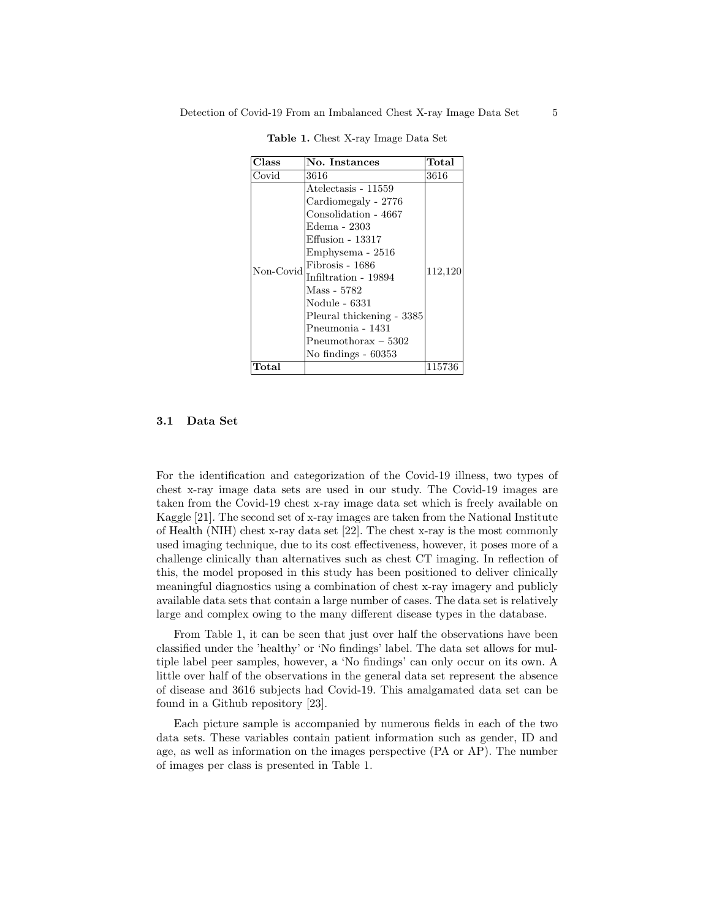**Table 1.** Chest X-ray Image Data Set

| Class | No. Instances | Total |
|---|---|---|
| Covid | 3616 | 3616 |
| Non-Covid | Atelectasis - 11559<br>Cardiomegaly - 2776<br>Consolidation - 4667<br>Edema - 2303<br>Effusion - 13317<br>Emphysema - 2516<br>Fibrosis - 1686<br>Infiltration - 19894<br>Mass - 5782<br>Nodule - 6331<br>Pleural thickening - 3385<br>Pneumonia - 1431<br>Pneumothorax – 5302<br>No findings - 60353 | 112,120 |
| **Total** | | 115736 |

### 3.1 Data Set

For the identification and categorization of the Covid-19 illness, two types of chest x-ray image data sets are used in our study. The Covid-19 images are taken from the Covid-19 chest x-ray image data set which is freely available on Kaggle [21]. The second set of x-ray images are taken from the National Institute of Health (NIH) chest x-ray data set [22]. The chest x-ray is the most commonly used imaging technique, due to its cost effectiveness, however, it poses more of a challenge clinically than alternatives such as chest CT imaging. In reflection of this, the model proposed in this study has been positioned to deliver clinically meaningful diagnostics using a combination of chest x-ray imagery and publicly available data sets that contain a large number of cases. The data set is relatively large and complex owing to the many different disease types in the database.

From Table 1, it can be seen that just over half the observations have been classified under the 'healthy' or 'No findings' label. The data set allows for multiple label peer samples, however, a 'No findings' can only occur on its own. A little over half of the observations in the general data set represent the absence of disease and 3616 subjects had Covid-19. This amalgamated data set can be found in a Github repository [23].

Each picture sample is accompanied by numerous fields in each of the two data sets. These variables contain patient information such as gender, ID and age, as well as information on the images perspective (PA or AP). The number of images per class is presented in Table 1.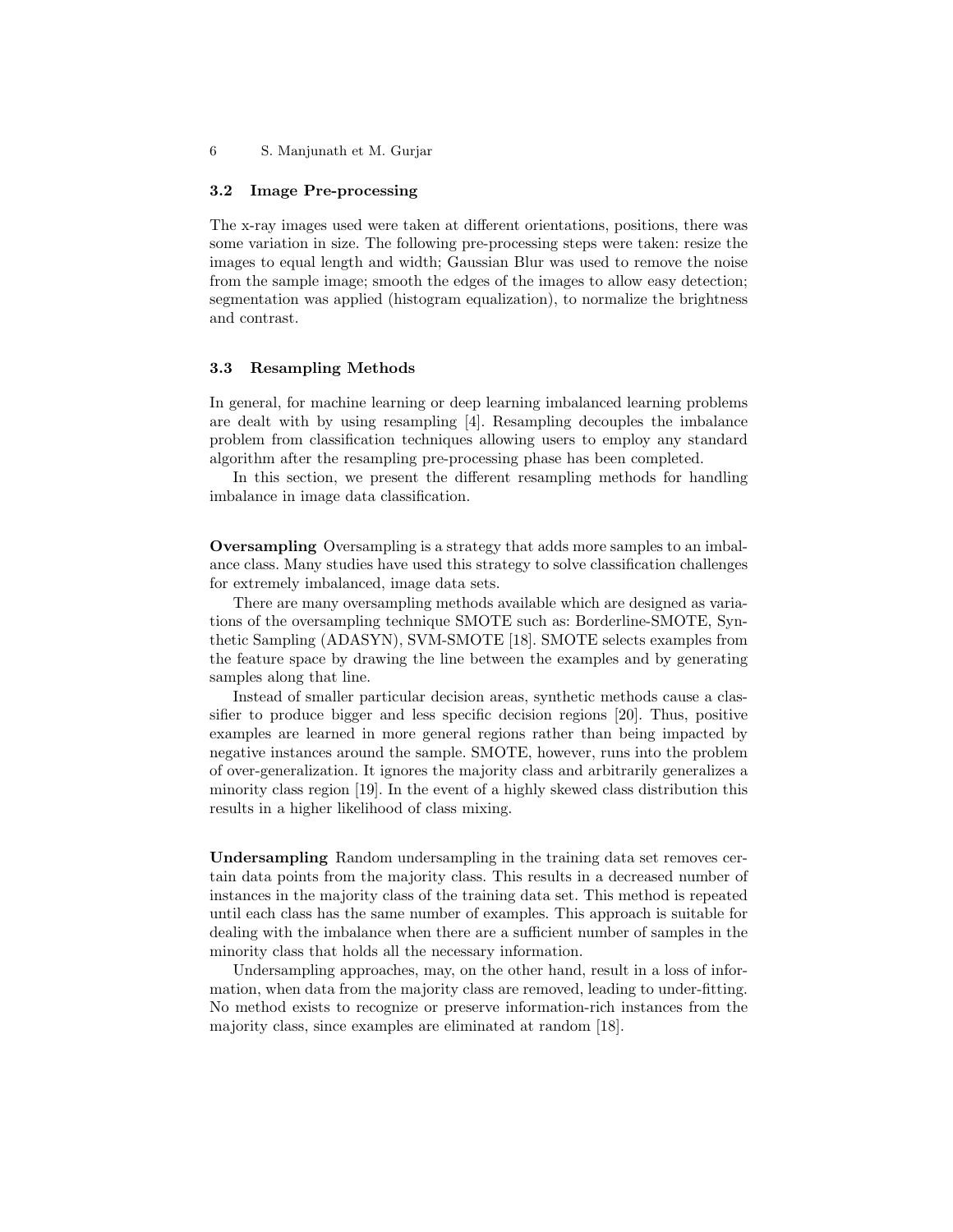### 3.2 Image Pre-processing

The x-ray images used were taken at different orientations, positions, there was some variation in size. The following pre-processing steps were taken: resize the images to equal length and width; Gaussian Blur was used to remove the noise from the sample image; smooth the edges of the images to allow easy detection; segmentation was applied (histogram equalization), to normalize the brightness and contrast.

### 3.3 Resampling Methods

In general, for machine learning or deep learning imbalanced learning problems are dealt with by using resampling [4]. Resampling decouples the imbalance problem from classification techniques allowing users to employ any standard algorithm after the resampling pre-processing phase has been completed.

In this section, we present the different resampling methods for handling imbalance in image data classification.

**Oversampling** Oversampling is a strategy that adds more samples to an imbalance class. Many studies have used this strategy to solve classification challenges for extremely imbalanced, image data sets.

There are many oversampling methods available which are designed as variations of the oversampling technique SMOTE such as: Borderline-SMOTE, Synthetic Sampling (ADASYN), SVM-SMOTE [18]. SMOTE selects examples from the feature space by drawing the line between the examples and by generating samples along that line.

Instead of smaller particular decision areas, synthetic methods cause a classifier to produce bigger and less specific decision regions [20]. Thus, positive examples are learned in more general regions rather than being impacted by negative instances around the sample. SMOTE, however, runs into the problem of over-generalization. It ignores the majority class and arbitrarily generalizes a minority class region [19]. In the event of a highly skewed class distribution this results in a higher likelihood of class mixing.

**Undersampling** Random undersampling in the training data set removes certain data points from the majority class. This results in a decreased number of instances in the majority class of the training data set. This method is repeated until each class has the same number of examples. This approach is suitable for dealing with the imbalance when there are a sufficient number of samples in the minority class that holds all the necessary information.

Undersampling approaches, may, on the other hand, result in a loss of information, when data from the majority class are removed, leading to under-fitting. No method exists to recognize or preserve information-rich instances from the majority class, since examples are eliminated at random [18].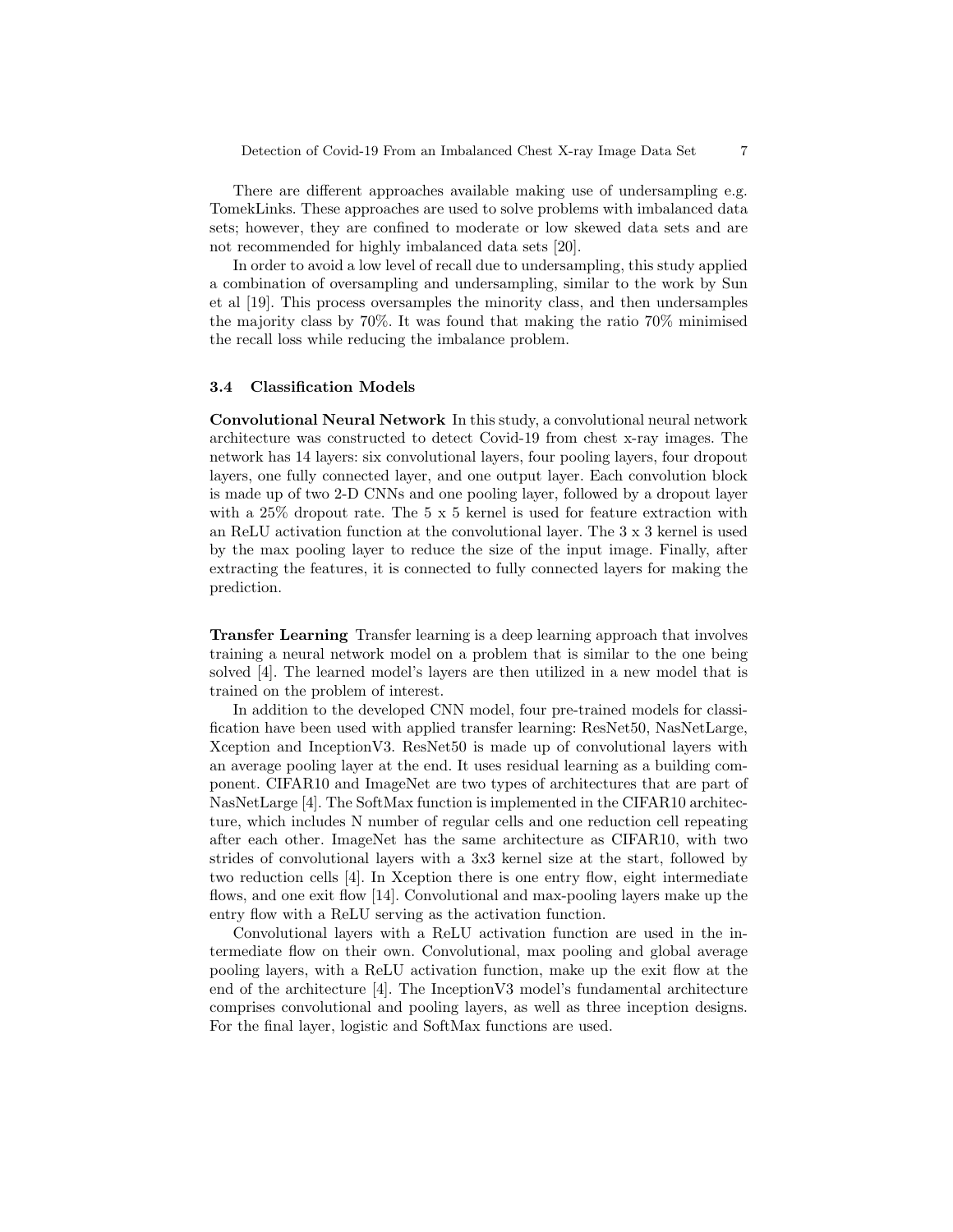There are different approaches available making use of undersampling e.g. TomekLinks. These approaches are used to solve problems with imbalanced data sets; however, they are confined to moderate or low skewed data sets and are not recommended for highly imbalanced data sets [20].

In order to avoid a low level of recall due to undersampling, this study applied a combination of oversampling and undersampling, similar to the work by Sun et al [19]. This process oversamples the minority class, and then undersamples the majority class by 70%. It was found that making the ratio 70% minimised the recall loss while reducing the imbalance problem.

### 3.4 Classification Models

**Convolutional Neural Network** In this study, a convolutional neural network architecture was constructed to detect Covid-19 from chest x-ray images. The network has 14 layers: six convolutional layers, four pooling layers, four dropout layers, one fully connected layer, and one output layer. Each convolution block is made up of two 2-D CNNs and one pooling layer, followed by a dropout layer with a 25% dropout rate. The 5 x 5 kernel is used for feature extraction with an ReLU activation function at the convolutional layer. The 3 x 3 kernel is used by the max pooling layer to reduce the size of the input image. Finally, after extracting the features, it is connected to fully connected layers for making the prediction.

**Transfer Learning** Transfer learning is a deep learning approach that involves training a neural network model on a problem that is similar to the one being solved [4]. The learned model's layers are then utilized in a new model that is trained on the problem of interest.

In addition to the developed CNN model, four pre-trained models for classification have been used with applied transfer learning: ResNet50, NasNetLarge, Xception and InceptionV3. ResNet50 is made up of convolutional layers with an average pooling layer at the end. It uses residual learning as a building component. CIFAR10 and ImageNet are two types of architectures that are part of NasNetLarge [4]. The SoftMax function is implemented in the CIFAR10 architecture, which includes N number of regular cells and one reduction cell repeating after each other. ImageNet has the same architecture as CIFAR10, with two strides of convolutional layers with a 3x3 kernel size at the start, followed by two reduction cells [4]. In Xception there is one entry flow, eight intermediate flows, and one exit flow [14]. Convolutional and max-pooling layers make up the entry flow with a ReLU serving as the activation function.

Convolutional layers with a ReLU activation function are used in the intermediate flow on their own. Convolutional, max pooling and global average pooling layers, with a ReLU activation function, make up the exit flow at the end of the architecture [4]. The InceptionV3 model's fundamental architecture comprises convolutional and pooling layers, as well as three inception designs. For the final layer, logistic and SoftMax functions are used.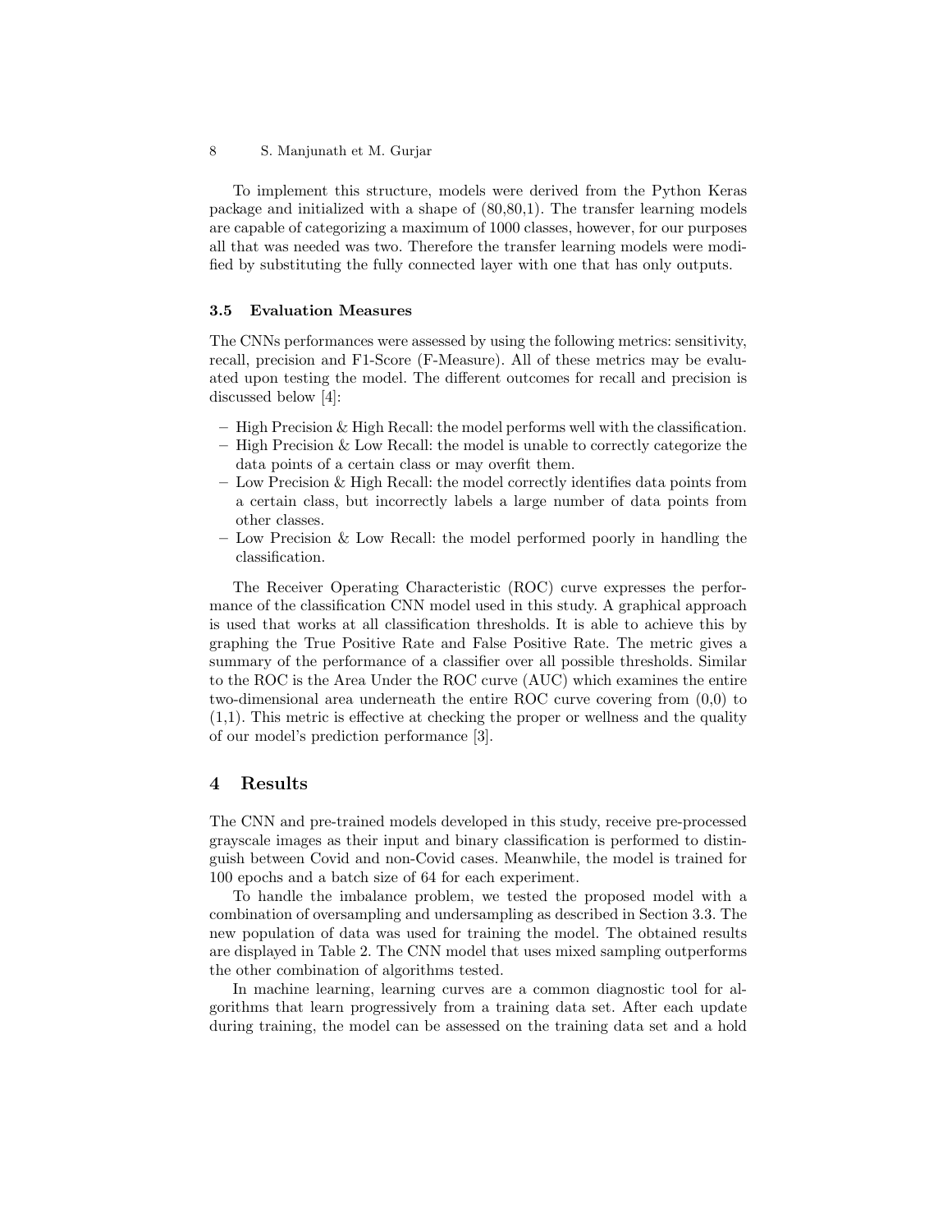To implement this structure, models were derived from the Python Keras package and initialized with a shape of (80,80,1). The transfer learning models are capable of categorizing a maximum of 1000 classes, however, for our purposes all that was needed was two. Therefore the transfer learning models were modified by substituting the fully connected layer with one that has only outputs.

### 3.5 Evaluation Measures

The CNNs performances were assessed by using the following metrics: sensitivity, recall, precision and F1-Score (F-Measure). All of these metrics may be evaluated upon testing the model. The different outcomes for recall and precision is discussed below [4]:

- High Precision & High Recall: the model performs well with the classification.
- High Precision & Low Recall: the model is unable to correctly categorize the data points of a certain class or may overfit them.
- Low Precision & High Recall: the model correctly identifies data points from a certain class, but incorrectly labels a large number of data points from other classes.
- Low Precision & Low Recall: the model performed poorly in handling the classification.

The Receiver Operating Characteristic (ROC) curve expresses the performance of the classification CNN model used in this study. A graphical approach is used that works at all classification thresholds. It is able to achieve this by graphing the True Positive Rate and False Positive Rate. The metric gives a summary of the performance of a classifier over all possible thresholds. Similar to the ROC is the Area Under the ROC curve (AUC) which examines the entire two-dimensional area underneath the entire ROC curve covering from (0,0) to (1,1). This metric is effective at checking the proper or wellness and the quality of our model's prediction performance [3].

## 4 Results

The CNN and pre-trained models developed in this study, receive pre-processed grayscale images as their input and binary classification is performed to distinguish between Covid and non-Covid cases. Meanwhile, the model is trained for 100 epochs and a batch size of 64 for each experiment.

To handle the imbalance problem, we tested the proposed model with a combination of oversampling and undersampling as described in Section 3.3. The new population of data was used for training the model. The obtained results are displayed in Table 2. The CNN model that uses mixed sampling outperforms the other combination of algorithms tested.

In machine learning, learning curves are a common diagnostic tool for algorithms that learn progressively from a training data set. After each update during training, the model can be assessed on the training data set and a hold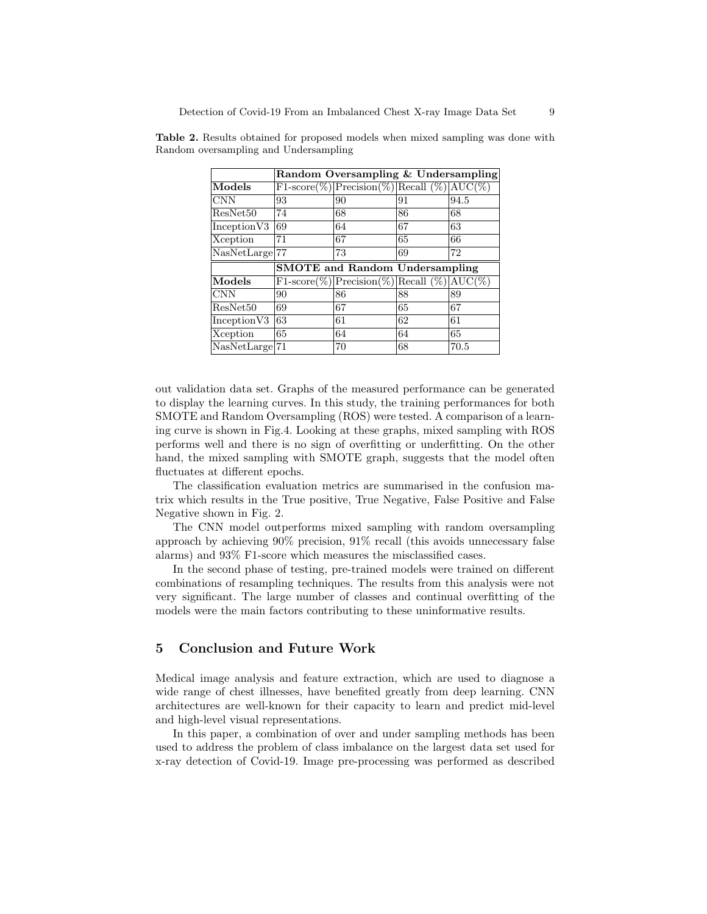**Table 2.** Results obtained for proposed models when mixed sampling was done with Random oversampling and Undersampling

| | **Random Oversampling & Undersampling** | | | |
|---|---|---|---|---|
| **Models** | F1-score(%) | Precision(%) | Recall (%) | AUC(%) |
| CNN | 93 | 90 | 91 | 94.5 |
| ResNet50 | 74 | 68 | 86 | 68 |
| InceptionV3 | 69 | 64 | 67 | 63 |
| Xception | 71 | 67 | 65 | 66 |
| NasNetLarge | 77 | 73 | 69 | 72 |
| | **SMOTE and Random Undersampling** | | | |
| **Models** | F1-score(%) | Precision(%) | Recall (%) | AUC(%) |
| CNN | 90 | 86 | 88 | 89 |
| ResNet50 | 69 | 67 | 65 | 67 |
| InceptionV3 | 63 | 61 | 62 | 61 |
| Xception | 65 | 64 | 64 | 65 |
| NasNetLarge | 71 | 70 | 68 | 70.5 |

out validation data set. Graphs of the measured performance can be generated to display the learning curves. In this study, the training performances for both SMOTE and Random Oversampling (ROS) were tested. A comparison of a learning curve is shown in Fig.4. Looking at these graphs, mixed sampling with ROS performs well and there is no sign of overfitting or underfitting. On the other hand, the mixed sampling with SMOTE graph, suggests that the model often fluctuates at different epochs.

The classification evaluation metrics are summarised in the confusion matrix which results in the True positive, True Negative, False Positive and False Negative shown in Fig. 2.

The CNN model outperforms mixed sampling with random oversampling approach by achieving 90% precision, 91% recall (this avoids unnecessary false alarms) and 93% F1-score which measures the misclassified cases.

In the second phase of testing, pre-trained models were trained on different combinations of resampling techniques. The results from this analysis were not very significant. The large number of classes and continual overfitting of the models were the main factors contributing to these uninformative results.

## 5 Conclusion and Future Work

Medical image analysis and feature extraction, which are used to diagnose a wide range of chest illnesses, have benefited greatly from deep learning. CNN architectures are well-known for their capacity to learn and predict mid-level and high-level visual representations.

In this paper, a combination of over and under sampling methods has been used to address the problem of class imbalance on the largest data set used for x-ray detection of Covid-19. Image pre-processing was performed as described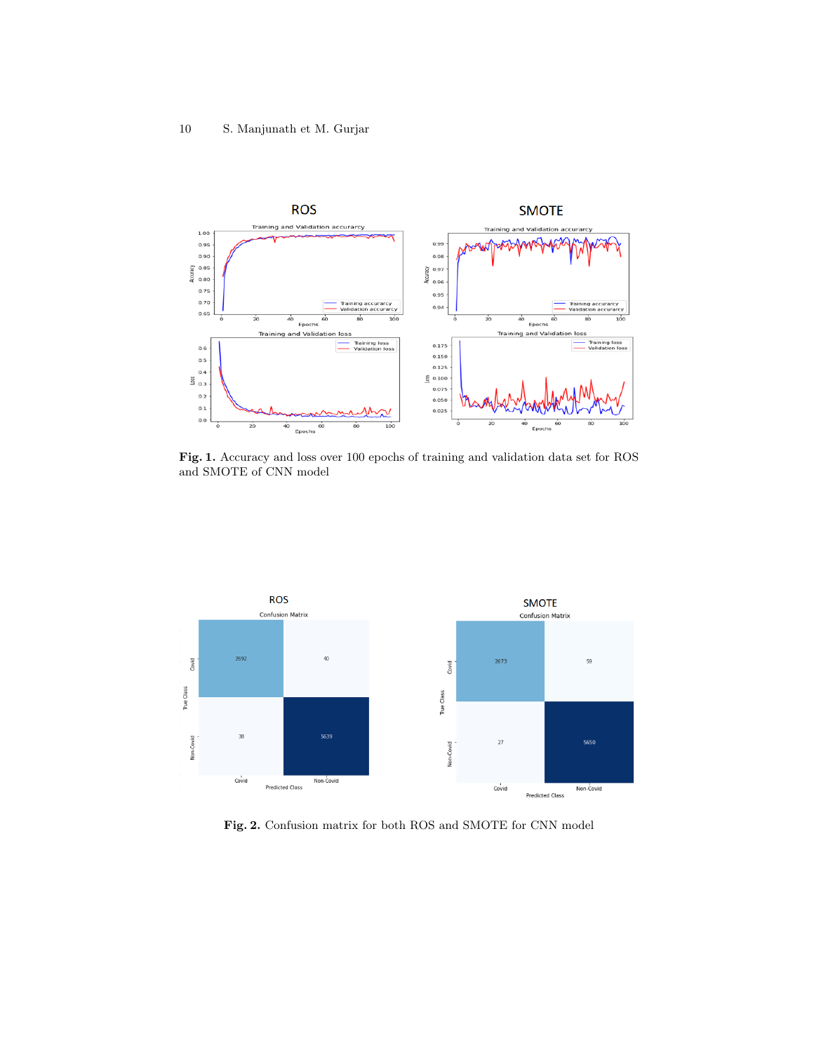**Fig. 1.** Accuracy and loss over 100 epochs of training and validation data set for ROS and SMOTE of CNN model

**Fig. 2.** Confusion matrix for both ROS and SMOTE for CNN model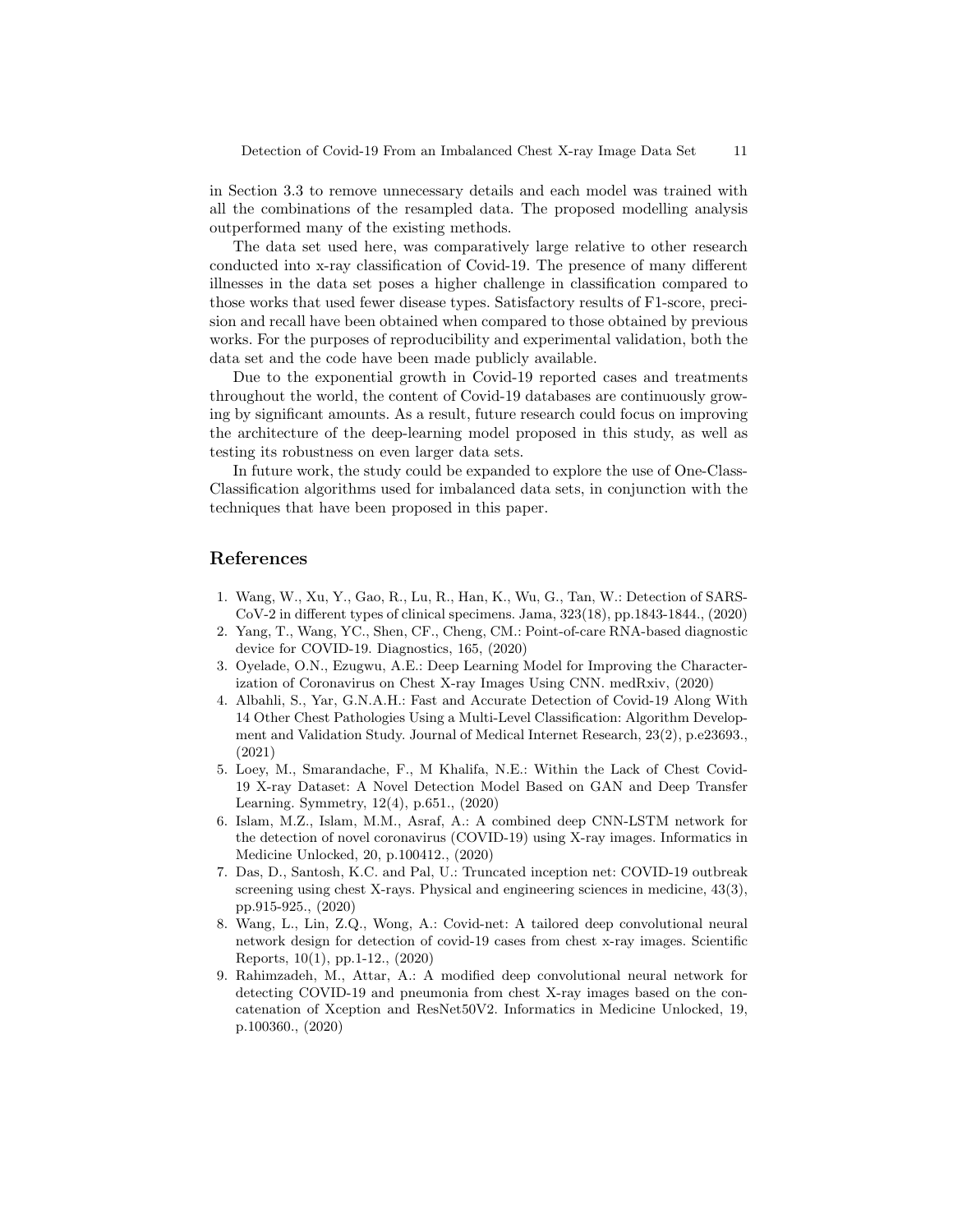in Section 3.3 to remove unnecessary details and each model was trained with all the combinations of the resampled data. The proposed modelling analysis outperformed many of the existing methods.

The data set used here, was comparatively large relative to other research conducted into x-ray classification of Covid-19. The presence of many different illnesses in the data set poses a higher challenge in classification compared to those works that used fewer disease types. Satisfactory results of F1-score, precision and recall have been obtained when compared to those obtained by previous works. For the purposes of reproducibility and experimental validation, both the data set and the code have been made publicly available.

Due to the exponential growth in Covid-19 reported cases and treatments throughout the world, the content of Covid-19 databases are continuously growing by significant amounts. As a result, future research could focus on improving the architecture of the deep-learning model proposed in this study, as well as testing its robustness on even larger data sets.

In future work, the study could be expanded to explore the use of One-Class-Classification algorithms used for imbalanced data sets, in conjunction with the techniques that have been proposed in this paper.

## References

1. Wang, W., Xu, Y., Gao, R., Lu, R., Han, K., Wu, G., Tan, W.: Detection of SARS-CoV-2 in different types of clinical specimens. Jama, 323(18), pp.1843-1844., (2020)
2. Yang, T., Wang, YC., Shen, CF., Cheng, CM.: Point-of-care RNA-based diagnostic device for COVID-19. Diagnostics, 165, (2020)
3. Oyelade, O.N., Ezugwu, A.E.: Deep Learning Model for Improving the Characterization of Coronavirus on Chest X-ray Images Using CNN. medRxiv, (2020)
4. Albahli, S., Yar, G.N.A.H.: Fast and Accurate Detection of Covid-19 Along With 14 Other Chest Pathologies Using a Multi-Level Classification: Algorithm Development and Validation Study. Journal of Medical Internet Research, 23(2), p.e23693., (2021)
5. Loey, M., Smarandache, F., M Khalifa, N.E.: Within the Lack of Chest Covid-19 X-ray Dataset: A Novel Detection Model Based on GAN and Deep Transfer Learning. Symmetry, 12(4), p.651., (2020)
6. Islam, M.Z., Islam, M.M., Asraf, A.: A combined deep CNN-LSTM network for the detection of novel coronavirus (COVID-19) using X-ray images. Informatics in Medicine Unlocked, 20, p.100412., (2020)
7. Das, D., Santosh, K.C. and Pal, U.: Truncated inception net: COVID-19 outbreak screening using chest X-rays. Physical and engineering sciences in medicine, 43(3), pp.915-925., (2020)
8. Wang, L., Lin, Z.Q., Wong, A.: Covid-net: A tailored deep convolutional neural network design for detection of covid-19 cases from chest x-ray images. Scientific Reports, 10(1), pp.1-12., (2020)
9. Rahimzadeh, M., Attar, A.: A modified deep convolutional neural network for detecting COVID-19 and pneumonia from chest X-ray images based on the concatenation of Xception and ResNet50V2. Informatics in Medicine Unlocked, 19, p.100360., (2020)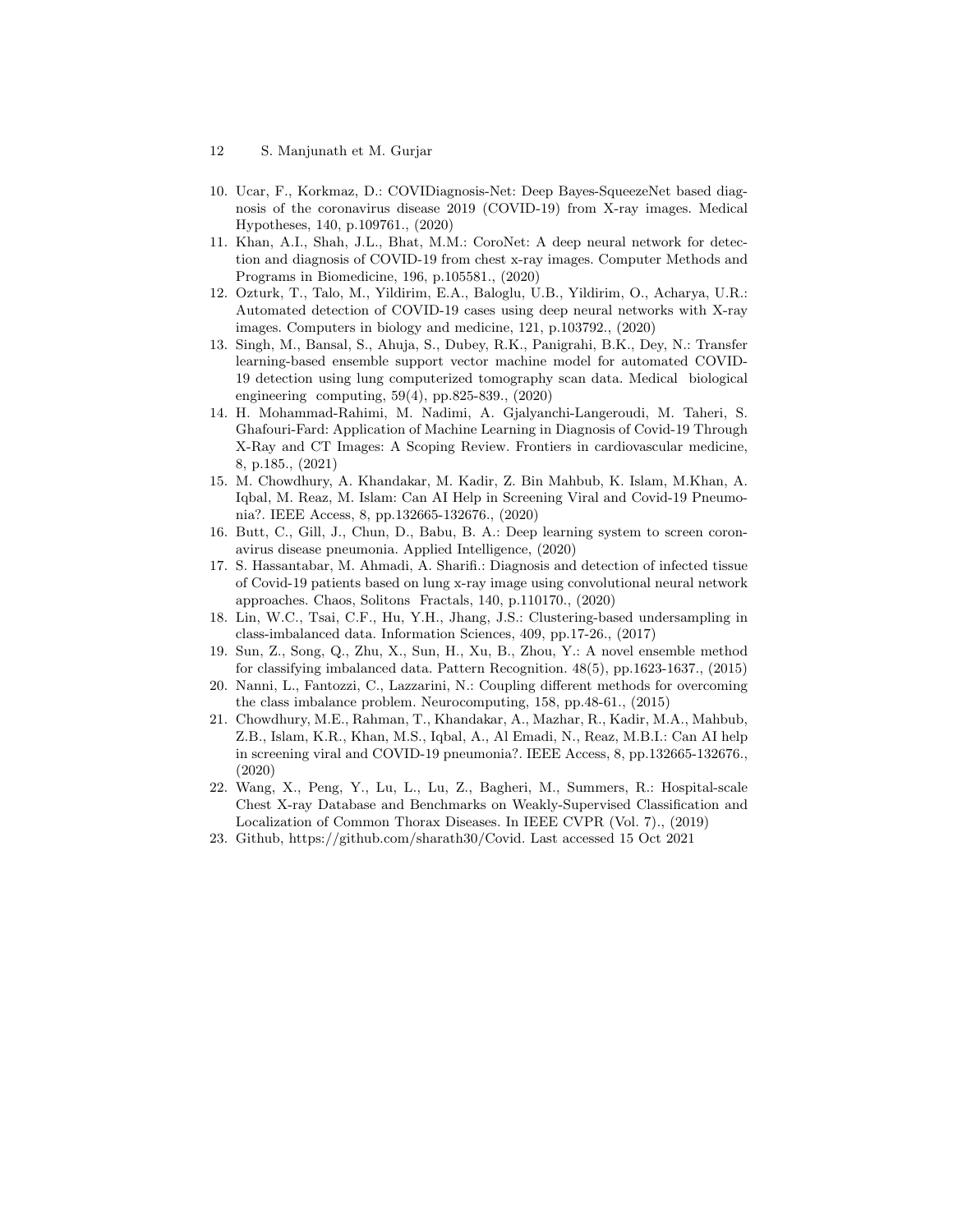10. Ucar, F., Korkmaz, D.: COVIDiagnosis-Net: Deep Bayes-SqueezeNet based diagnosis of the coronavirus disease 2019 (COVID-19) from X-ray images. Medical Hypotheses, 140, p.109761., (2020)
11. Khan, A.I., Shah, J.L., Bhat, M.M.: CoroNet: A deep neural network for detection and diagnosis of COVID-19 from chest x-ray images. Computer Methods and Programs in Biomedicine, 196, p.105581., (2020)
12. Ozturk, T., Talo, M., Yildirim, E.A., Baloglu, U.B., Yildirim, O., Acharya, U.R.: Automated detection of COVID-19 cases using deep neural networks with X-ray images. Computers in biology and medicine, 121, p.103792., (2020)
13. Singh, M., Bansal, S., Ahuja, S., Dubey, R.K., Panigrahi, B.K., Dey, N.: Transfer learning-based ensemble support vector machine model for automated COVID-19 detection using lung computerized tomography scan data. Medical biological engineering computing, 59(4), pp.825-839., (2020)
14. H. Mohammad-Rahimi, M. Nadimi, A. Gjalyanchi-Langeroudi, M. Taheri, S. Ghafouri-Fard: Application of Machine Learning in Diagnosis of Covid-19 Through X-Ray and CT Images: A Scoping Review. Frontiers in cardiovascular medicine, 8, p.185., (2021)
15. M. Chowdhury, A. Khandakar, M. Kadir, Z. Bin Mahbub, K. Islam, M.Khan, A. Iqbal, M. Reaz, M. Islam: Can AI Help in Screening Viral and Covid-19 Pneumonia?. IEEE Access, 8, pp.132665-132676., (2020)
16. Butt, C., Gill, J., Chun, D., Babu, B. A.: Deep learning system to screen coronavirus disease pneumonia. Applied Intelligence, (2020)
17. S. Hassantabar, M. Ahmadi, A. Sharifi.: Diagnosis and detection of infected tissue of Covid-19 patients based on lung x-ray image using convolutional neural network approaches. Chaos, Solitons Fractals, 140, p.110170., (2020)
18. Lin, W.C., Tsai, C.F., Hu, Y.H., Jhang, J.S.: Clustering-based undersampling in class-imbalanced data. Information Sciences, 409, pp.17-26., (2017)
19. Sun, Z., Song, Q., Zhu, X., Sun, H., Xu, B., Zhou, Y.: A novel ensemble method for classifying imbalanced data. Pattern Recognition. 48(5), pp.1623-1637., (2015)
20. Nanni, L., Fantozzi, C., Lazzarini, N.: Coupling different methods for overcoming the class imbalance problem. Neurocomputing, 158, pp.48-61., (2015)
21. Chowdhury, M.E., Rahman, T., Khandakar, A., Mazhar, R., Kadir, M.A., Mahbub, Z.B., Islam, K.R., Khan, M.S., Iqbal, A., Al Emadi, N., Reaz, M.B.I.: Can AI help in screening viral and COVID-19 pneumonia?. IEEE Access, 8, pp.132665-132676., (2020)
22. Wang, X., Peng, Y., Lu, L., Lu, Z., Bagheri, M., Summers, R.: Hospital-scale Chest X-ray Database and Benchmarks on Weakly-Supervised Classification and Localization of Common Thorax Diseases. In IEEE CVPR (Vol. 7)., (2019)
23. Github, https://github.com/sharath30/Covid. Last accessed 15 Oct 2021